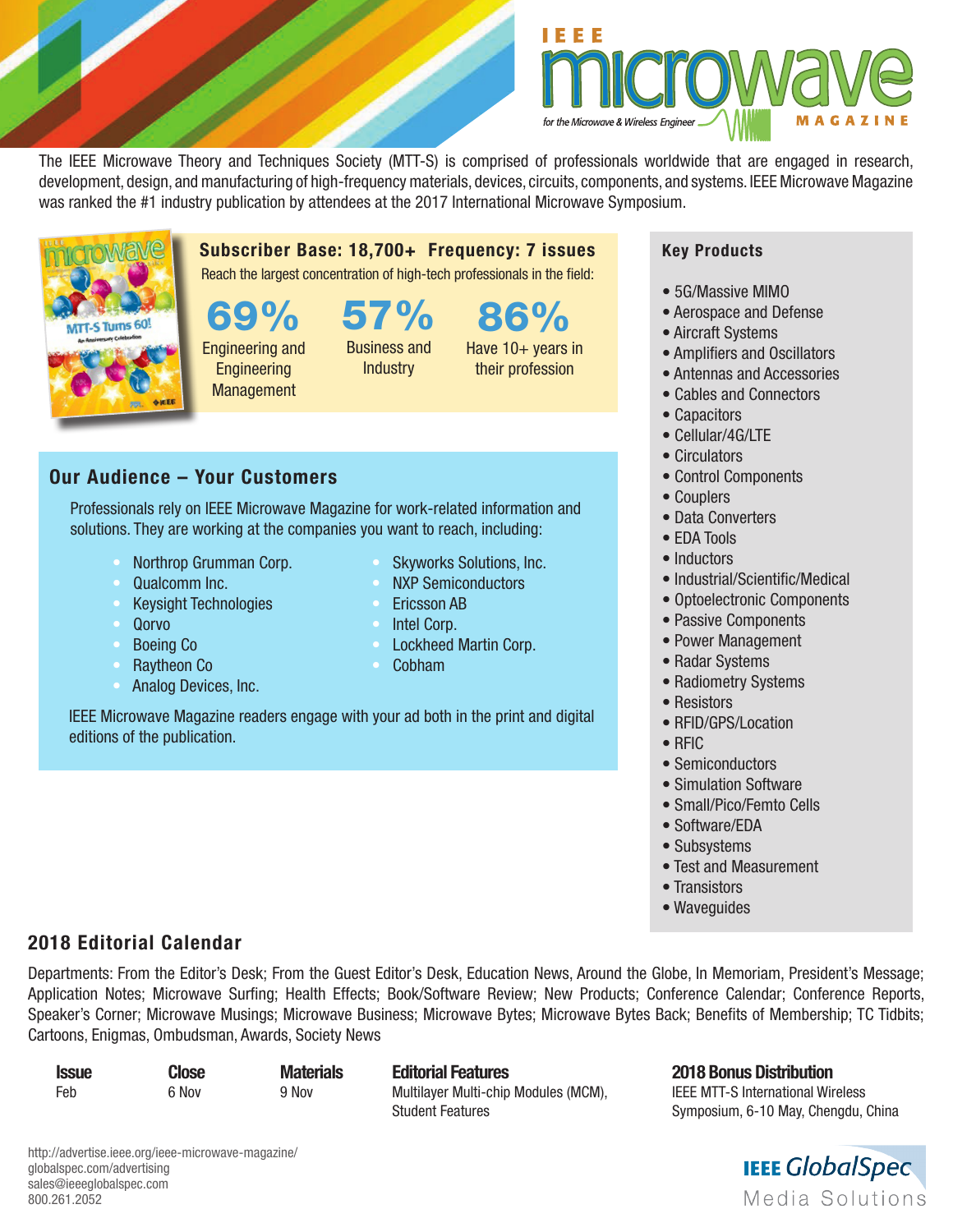# IEEE microwave MAGAZINE

*for the Microwave & Wireless Engineer*

The IEEE Microwave Theory and Techniques Society (MTT-S) is comprised of professionals worldwide that are engaged in research, development, design, and manufacturing of high-frequency materials, devices, circuits, components, and systems. IEEE Microwave Magazine was ranked the #1 industry publication by attendees at the 2017 International Microwave Symposium.

**Subscriber Base: 18,700+ Frequency: 7 issues**

Reach the largest concentration of high-tech professionals in the field:

**69%** Engineering and Engineering Management

**57%** Business and Industry

**86%** Have 10+ years in their profession

## Our Audience – Your Customers

Professionals rely on IEEE Microwave Magazine for work-related information and solutions. They are working at the companies you want to reach, including:

- Northrop Grumman Corp.
- Qualcomm Inc.
- Keysight Technologies
- Qorvo
- Boeing Co
- Raytheon Co
- Analog Devices, Inc.
- Skyworks Solutions, Inc.
- NXP Semiconductors
- Ericsson AB
- Intel Corp.
- Lockheed Martin Corp.
- Cobham

IEEE Microwave Magazine readers engage with your ad both in the print and digital editions of the publication.

## Key Products

- 5G/Massive MIMO
- Aerospace and Defense
- Aircraft Systems
- Amplifiers and Oscillators
- Antennas and Accessories
- Cables and Connectors
- Capacitors
- Cellular/4G/LTE
- Circulators
- Control Components
- Couplers
- Data Converters
- EDA Tools
- Inductors
- Industrial/Scientific/Medical
- Optoelectronic Components
- Passive Components
- Power Management
- Radar Systems
- Radiometry Systems
- Resistors
- RFID/GPS/Location
- RFIC
- Semiconductors
- Simulation Software
- Small/Pico/Femto Cells
- Software/EDA
- Subsystems
- Test and Measurement
- Transistors
- Waveguides

## 2018 Editorial Calendar

Departments: From the Editor's Desk; From the Guest Editor's Desk, Education News, Around the Globe, In Memoriam, President's Message; Application Notes; Microwave Surfing; Health Effects; Book/Software Review; New Products; Conference Calendar; Conference Reports, Speaker's Corner; Microwave Musings; Microwave Business; Microwave Bytes; Microwave Bytes Back; Benefits of Membership; TC Tidbits; Cartoons, Enigmas, Ombudsman, Awards, Society News

| Issue | Close | Materials | Editorial Features | 2018 Bonus Distribution |
|---|---|---|---|---|
| Feb | 6 Nov | 9 Nov | Multilayer Multi-chip Modules (MCM), Student Features | IEEE MTT-S International Wireless Symposium, 6-10 May, Chengdu, China |

http://advertise.ieee.org/ieee-microwave-magazine/
globalspec.com/advertising
sales@ieeeglobalspec.com
800.261.2052

IEEE GlobalSpec Media Solutions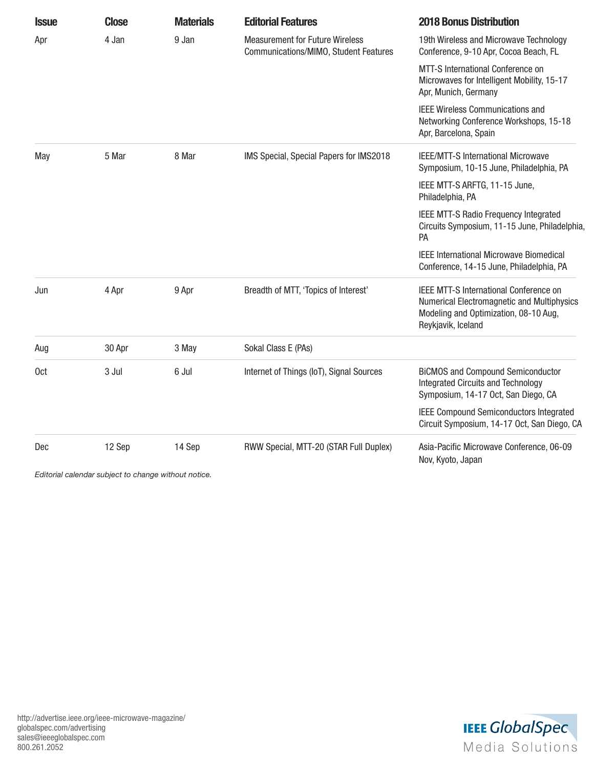| Issue | Close | Materials | Editorial Features | 2018 Bonus Distribution |
| --- | --- | --- | --- | --- |
| Apr | 4 Jan | 9 Jan | Measurement for Future Wireless Communications/MIMO, Student Features | 19th Wireless and Microwave Technology Conference, 9-10 Apr, Cocoa Beach, FL |
| | | | | MTT-S International Conference on Microwaves for Intelligent Mobility, 15-17 Apr, Munich, Germany |
| | | | | IEEE Wireless Communications and Networking Conference Workshops, 15-18 Apr, Barcelona, Spain |
| May | 5 Mar | 8 Mar | IMS Special, Special Papers for IMS2018 | IEEE/MTT-S International Microwave Symposium, 10-15 June, Philadelphia, PA |
| | | | | IEEE MTT-S ARFTG, 11-15 June, Philadelphia, PA |
| | | | | IEEE MTT-S Radio Frequency Integrated Circuits Symposium, 11-15 June, Philadelphia, PA |
| | | | | IEEE International Microwave Biomedical Conference, 14-15 June, Philadelphia, PA |
| Jun | 4 Apr | 9 Apr | Breadth of MTT, 'Topics of Interest' | IEEE MTT-S International Conference on Numerical Electromagnetic and Multiphysics Modeling and Optimization, 08-10 Aug, Reykjavik, Iceland |
| Aug | 30 Apr | 3 May | Sokal Class E (PAs) | |
| Oct | 3 Jul | 6 Jul | Internet of Things (IoT), Signal Sources | BiCMOS and Compound Semiconductor Integrated Circuits and Technology Symposium, 14-17 Oct, San Diego, CA |
| | | | | IEEE Compound Semiconductors Integrated Circuit Symposium, 14-17 Oct, San Diego, CA |
| Dec | 12 Sep | 14 Sep | RWW Special, MTT-20 (STAR Full Duplex) | Asia-Pacific Microwave Conference, 06-09 Nov, Kyoto, Japan |

*Editorial calendar subject to change without notice.*

http://advertise.ieee.org/ieee-microwave-magazine/
globalspec.com/advertising
sales@ieeeglobalspec.com
800.261.2052

IEEE GlobalSpec
Media Solutions